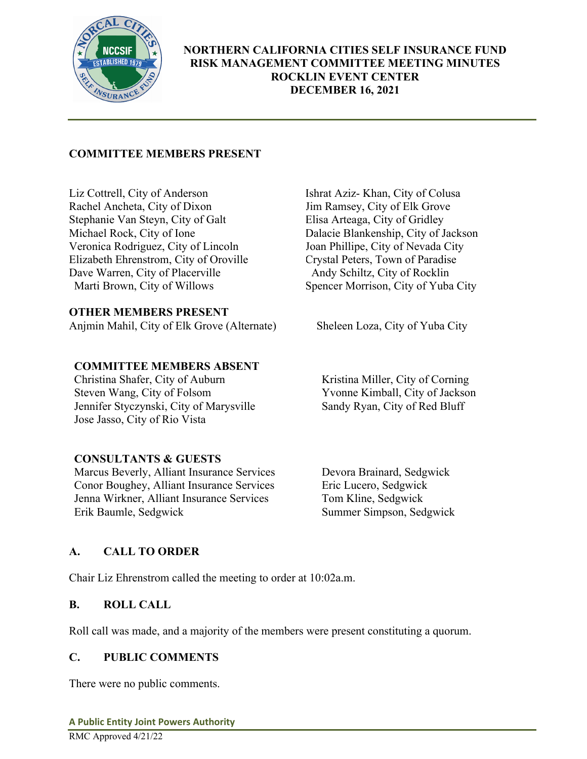# NORTHERN CALIFORNIA CITIES SELF INSURANCE FUND
## RISK MANAGEMENT COMMITTEE MEETING MINUTES
## ROCKLIN EVENT CENTER
## DECEMBER 16, 2021

### COMMITTEE MEMBERS PRESENT

Liz Cottrell, City of Anderson
Rachel Ancheta, City of Dixon
Stephanie Van Steyn, City of Galt
Michael Rock, City of Ione
Veronica Rodriguez, City of Lincoln
Elizabeth Ehrenstrom, City of Oroville
Dave Warren, City of Placerville
Marti Brown, City of Willows
Ishrat Aziz- Khan, City of Colusa
Jim Ramsey, City of Elk Grove
Elisa Arteaga, City of Gridley
Dalacie Blankenship, City of Jackson
Joan Phillipe, City of Nevada City
Crystal Peters, Town of Paradise
Andy Schiltz, City of Rocklin
Spencer Morrison, City of Yuba City

### OTHER MEMBERS PRESENT

Anjmin Mahil, City of Elk Grove (Alternate)
Sheleen Loza, City of Yuba City

### COMMITTEE MEMBERS ABSENT

Christina Shafer, City of Auburn
Steven Wang, City of Folsom
Jennifer Styczynski, City of Marysville
Jose Jasso, City of Rio Vista
Kristina Miller, City of Corning
Yvonne Kimball, City of Jackson
Sandy Ryan, City of Red Bluff

### CONSULTANTS & GUESTS

Marcus Beverly, Alliant Insurance Services
Conor Boughey, Alliant Insurance Services
Jenna Wirkner, Alliant Insurance Services
Erik Baumle, Sedgwick
Devora Brainard, Sedgwick
Eric Lucero, Sedgwick
Tom Kline, Sedgwick
Summer Simpson, Sedgwick

### A. CALL TO ORDER

Chair Liz Ehrenstrom called the meeting to order at 10:02a.m.

### B. ROLL CALL

Roll call was made, and a majority of the members were present constituting a quorum.

### C. PUBLIC COMMENTS

There were no public comments.

A Public Entity Joint Powers Authority

RMC Approved 4/21/22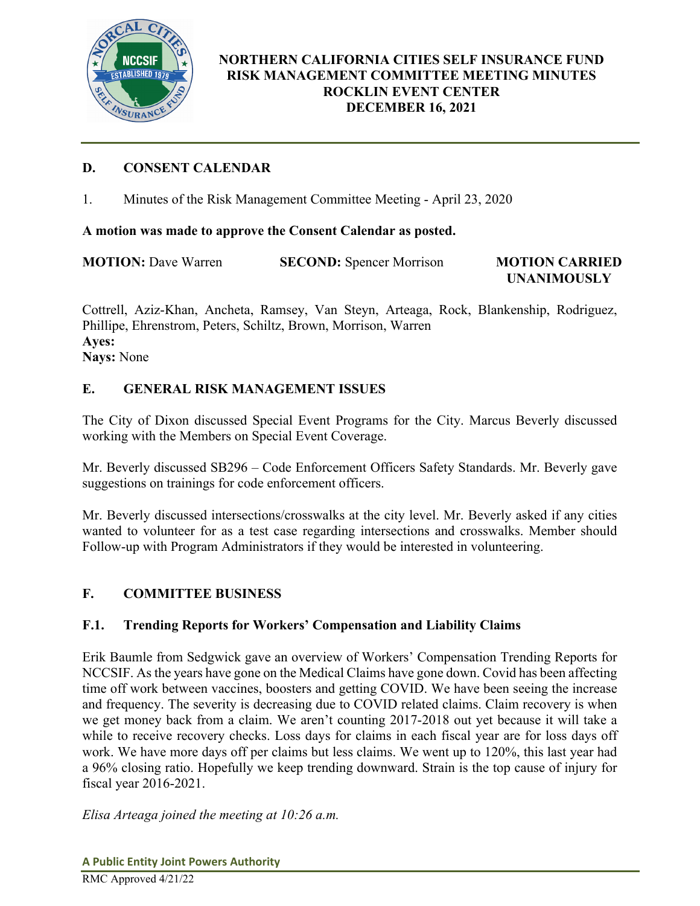**NORTHERN CALIFORNIA CITIES SELF INSURANCE FUND**
**RISK MANAGEMENT COMMITTEE MEETING MINUTES**
**ROCKLIN EVENT CENTER**
**DECEMBER 16, 2021**

## D. CONSENT CALENDAR

1. Minutes of the Risk Management Committee Meeting - April 23, 2020

**A motion was made to approve the Consent Calendar as posted.**

**MOTION:** Dave Warren **SECOND:** Spencer Morrison **MOTION CARRIED UNANIMOUSLY**

Cottrell, Aziz-Khan, Ancheta, Ramsey, Van Steyn, Arteaga, Rock, Blankenship, Rodriguez, Phillipe, Ehrenstrom, Peters, Schiltz, Brown, Morrison, Warren
**Ayes:**
**Nays:** None

## E. GENERAL RISK MANAGEMENT ISSUES

The City of Dixon discussed Special Event Programs for the City. Marcus Beverly discussed working with the Members on Special Event Coverage.

Mr. Beverly discussed SB296 – Code Enforcement Officers Safety Standards. Mr. Beverly gave suggestions on trainings for code enforcement officers.

Mr. Beverly discussed intersections/crosswalks at the city level. Mr. Beverly asked if any cities wanted to volunteer for as a test case regarding intersections and crosswalks. Member should Follow-up with Program Administrators if they would be interested in volunteering.

## F. COMMITTEE BUSINESS

### F.1. Trending Reports for Workers' Compensation and Liability Claims

Erik Baumle from Sedgwick gave an overview of Workers' Compensation Trending Reports for NCCSIF. As the years have gone on the Medical Claims have gone down. Covid has been affecting time off work between vaccines, boosters and getting COVID. We have been seeing the increase and frequency. The severity is decreasing due to COVID related claims. Claim recovery is when we get money back from a claim. We aren't counting 2017-2018 out yet because it will take a while to receive recovery checks. Loss days for claims in each fiscal year are for loss days off work. We have more days off per claims but less claims. We went up to 120%, this last year had a 96% closing ratio. Hopefully we keep trending downward. Strain is the top cause of injury for fiscal year 2016-2021.

*Elisa Arteaga joined the meeting at 10:26 a.m.*

**A Public Entity Joint Powers Authority**

RMC Approved 4/21/22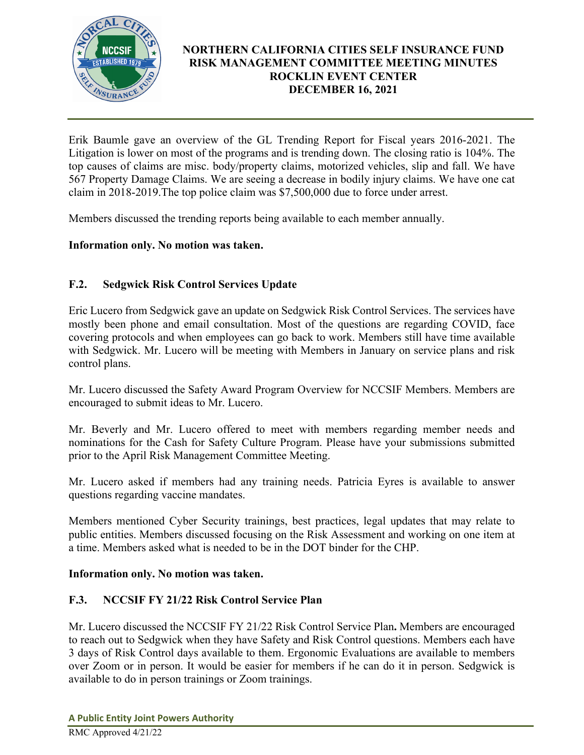Erik Baumle gave an overview of the GL Trending Report for Fiscal years 2016-2021. The Litigation is lower on most of the programs and is trending down. The closing ratio is 104%. The top causes of claims are misc. body/property claims, motorized vehicles, slip and fall. We have 567 Property Damage Claims. We are seeing a decrease in bodily injury claims. We have one cat claim in 2018-2019.The top police claim was $7,500,000 due to force under arrest.

Members discussed the trending reports being available to each member annually.

**Information only. No motion was taken.**

### F.2. Sedgwick Risk Control Services Update

Eric Lucero from Sedgwick gave an update on Sedgwick Risk Control Services. The services have mostly been phone and email consultation. Most of the questions are regarding COVID, face covering protocols and when employees can go back to work. Members still have time available with Sedgwick. Mr. Lucero will be meeting with Members in January on service plans and risk control plans.

Mr. Lucero discussed the Safety Award Program Overview for NCCSIF Members. Members are encouraged to submit ideas to Mr. Lucero.

Mr. Beverly and Mr. Lucero offered to meet with members regarding member needs and nominations for the Cash for Safety Culture Program. Please have your submissions submitted prior to the April Risk Management Committee Meeting.

Mr. Lucero asked if members had any training needs. Patricia Eyres is available to answer questions regarding vaccine mandates.

Members mentioned Cyber Security trainings, best practices, legal updates that may relate to public entities. Members discussed focusing on the Risk Assessment and working on one item at a time. Members asked what is needed to be in the DOT binder for the CHP.

**Information only. No motion was taken.**

### F.3. NCCSIF FY 21/22 Risk Control Service Plan

Mr. Lucero discussed the NCCSIF FY 21/22 Risk Control Service Plan**.** Members are encouraged to reach out to Sedgwick when they have Safety and Risk Control questions. Members each have 3 days of Risk Control days available to them. Ergonomic Evaluations are available to members over Zoom or in person. It would be easier for members if he can do it in person. Sedgwick is available to do in person trainings or Zoom trainings.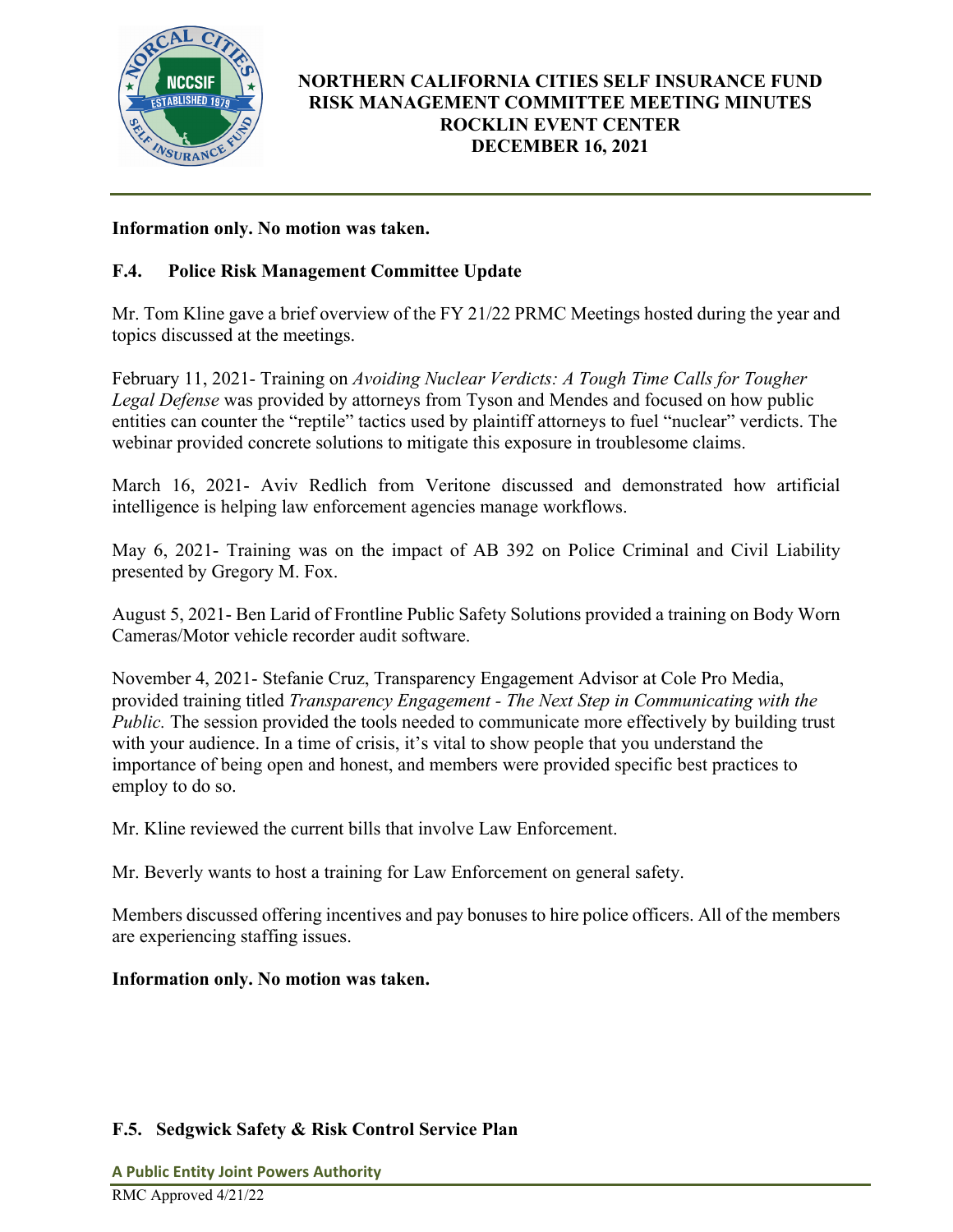**Information only. No motion was taken.**

## F.4. Police Risk Management Committee Update

Mr. Tom Kline gave a brief overview of the FY 21/22 PRMC Meetings hosted during the year and topics discussed at the meetings.

February 11, 2021- Training on *Avoiding Nuclear Verdicts: A Tough Time Calls for Tougher Legal Defense* was provided by attorneys from Tyson and Mendes and focused on how public entities can counter the "reptile" tactics used by plaintiff attorneys to fuel "nuclear" verdicts. The webinar provided concrete solutions to mitigate this exposure in troublesome claims.

March 16, 2021- Aviv Redlich from Veritone discussed and demonstrated how artificial intelligence is helping law enforcement agencies manage workflows.

May 6, 2021- Training was on the impact of AB 392 on Police Criminal and Civil Liability presented by Gregory M. Fox.

August 5, 2021- Ben Larid of Frontline Public Safety Solutions provided a training on Body Worn Cameras/Motor vehicle recorder audit software.

November 4, 2021- Stefanie Cruz, Transparency Engagement Advisor at Cole Pro Media, provided training titled *Transparency Engagement - The Next Step in Communicating with the Public.* The session provided the tools needed to communicate more effectively by building trust with your audience. In a time of crisis, it's vital to show people that you understand the importance of being open and honest, and members were provided specific best practices to employ to do so.

Mr. Kline reviewed the current bills that involve Law Enforcement.

Mr. Beverly wants to host a training for Law Enforcement on general safety.

Members discussed offering incentives and pay bonuses to hire police officers. All of the members are experiencing staffing issues.

**Information only. No motion was taken.**

## F.5. Sedgwick Safety & Risk Control Service Plan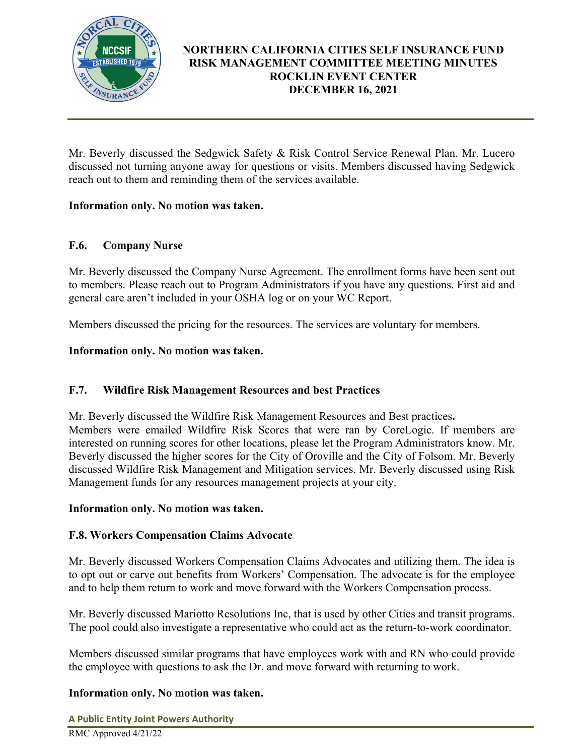Mr. Beverly discussed the Sedgwick Safety & Risk Control Service Renewal Plan. Mr. Lucero discussed not turning anyone away for questions or visits. Members discussed having Sedgwick reach out to them and reminding them of the services available.

**Information only. No motion was taken.**

### F.6. Company Nurse

Mr. Beverly discussed the Company Nurse Agreement. The enrollment forms have been sent out to members. Please reach out to Program Administrators if you have any questions. First aid and general care aren't included in your OSHA log or on your WC Report.

Members discussed the pricing for the resources. The services are voluntary for members.

**Information only. No motion was taken.**

### F.7. Wildfire Risk Management Resources and best Practices

Mr. Beverly discussed the Wildfire Risk Management Resources and Best practices**.**
Members were emailed Wildfire Risk Scores that were ran by CoreLogic. If members are interested on running scores for other locations, please let the Program Administrators know. Mr. Beverly discussed the higher scores for the City of Oroville and the City of Folsom. Mr. Beverly discussed Wildfire Risk Management and Mitigation services. Mr. Beverly discussed using Risk Management funds for any resources management projects at your city.

**Information only. No motion was taken.**

### F.8. Workers Compensation Claims Advocate

Mr. Beverly discussed Workers Compensation Claims Advocates and utilizing them. The idea is to opt out or carve out benefits from Workers' Compensation. The advocate is for the employee and to help them return to work and move forward with the Workers Compensation process.

Mr. Beverly discussed Mariotto Resolutions Inc, that is used by other Cities and transit programs. The pool could also investigate a representative who could act as the return-to-work coordinator.

Members discussed similar programs that have employees work with and RN who could provide the employee with questions to ask the Dr. and move forward with returning to work.

**Information only. No motion was taken.**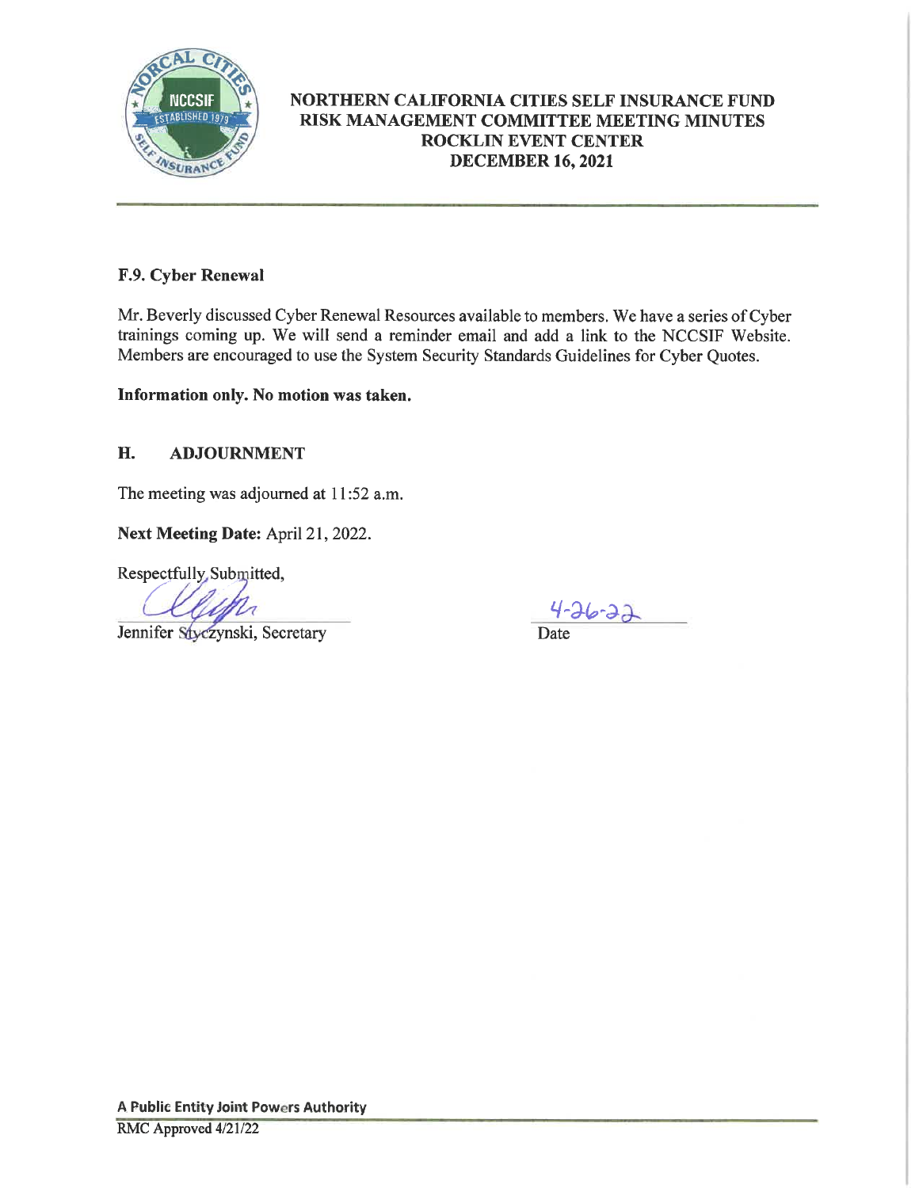# NORTHERN CALIFORNIA CITIES SELF INSURANCE FUND
# RISK MANAGEMENT COMMITTEE MEETING MINUTES
# ROCKLIN EVENT CENTER
# DECEMBER 16, 2021

### F.9. Cyber Renewal

Mr. Beverly discussed Cyber Renewal Resources available to members. We have a series of Cyber trainings coming up. We will send a reminder email and add a link to the NCCSIF Website. Members are encouraged to use the System Security Standards Guidelines for Cyber Quotes.

**Information only. No motion was taken.**

## H. ADJOURNMENT

The meeting was adjourned at 11:52 a.m.

**Next Meeting Date:** April 21, 2022.

Respectfully Submitted,

Jennifer Styczynski, Secretary

4-26-22
Date

A Public Entity Joint Powers Authority

RMC Approved 4/21/22